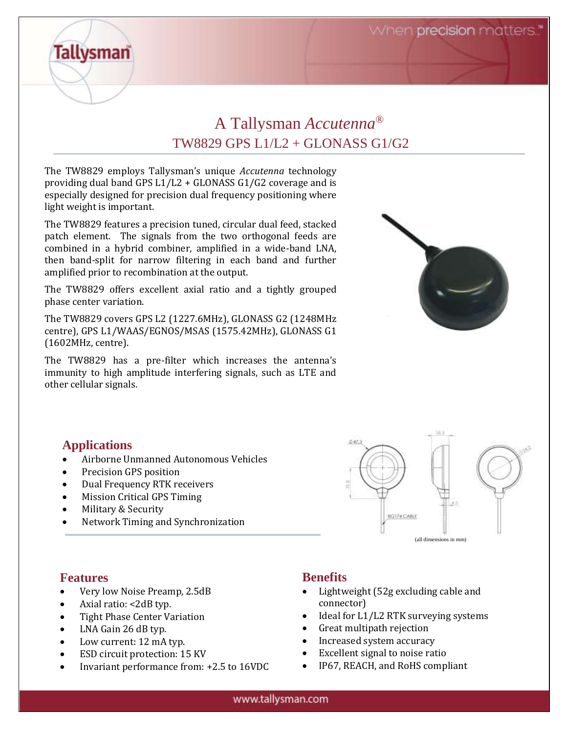# A Tallysman *Accutenna*®

## TW8829 GPS L1/L2 + GLONASS G1/G2

The TW8829 employs Tallysman's unique *Accutenna* technology providing dual band GPS L1/L2 + GLONASS G1/G2 coverage and is especially designed for precision dual frequency positioning where light weight is important.

The TW8829 features a precision tuned, circular dual feed, stacked patch element. The signals from the two orthogonal feeds are combined in a hybrid combiner, amplified in a wide-band LNA, then band-split for narrow filtering in each band and further amplified prior to recombination at the output.

The TW8829 offers excellent axial ratio and a tightly grouped phase center variation.

The TW8829 covers GPS L2 (1227.6MHz), GLONASS G2 (1248MHz centre), GPS L1/WAAS/EGNOS/MSAS (1575.42MHz), GLONASS G1 (1602MHz, centre).

The TW8829 has a pre-filter which increases the antenna's immunity to high amplitude interfering signals, such as LTE and other cellular signals.

## Applications

- Airborne Unmanned Autonomous Vehicles
- Precision GPS position
- Dual Frequency RTK receivers
- Mission Critical GPS Timing
- Military & Security
- Network Timing and Synchronization

(all dimensions in mm)

## Features

- Very low Noise Preamp, 2.5dB
- Axial ratio: <2dB typ.
- Tight Phase Center Variation
- LNA Gain 26 dB typ.
- Low current: 12 mA typ.
- ESD circuit protection: 15 KV
- Invariant performance from: +2.5 to 16VDC

## Benefits

- Lightweight (52g excluding cable and connector)
- Ideal for L1/L2 RTK surveying systems
- Great multipath rejection
- Increased system accuracy
- Excellent signal to noise ratio
- IP67, REACH, and RoHS compliant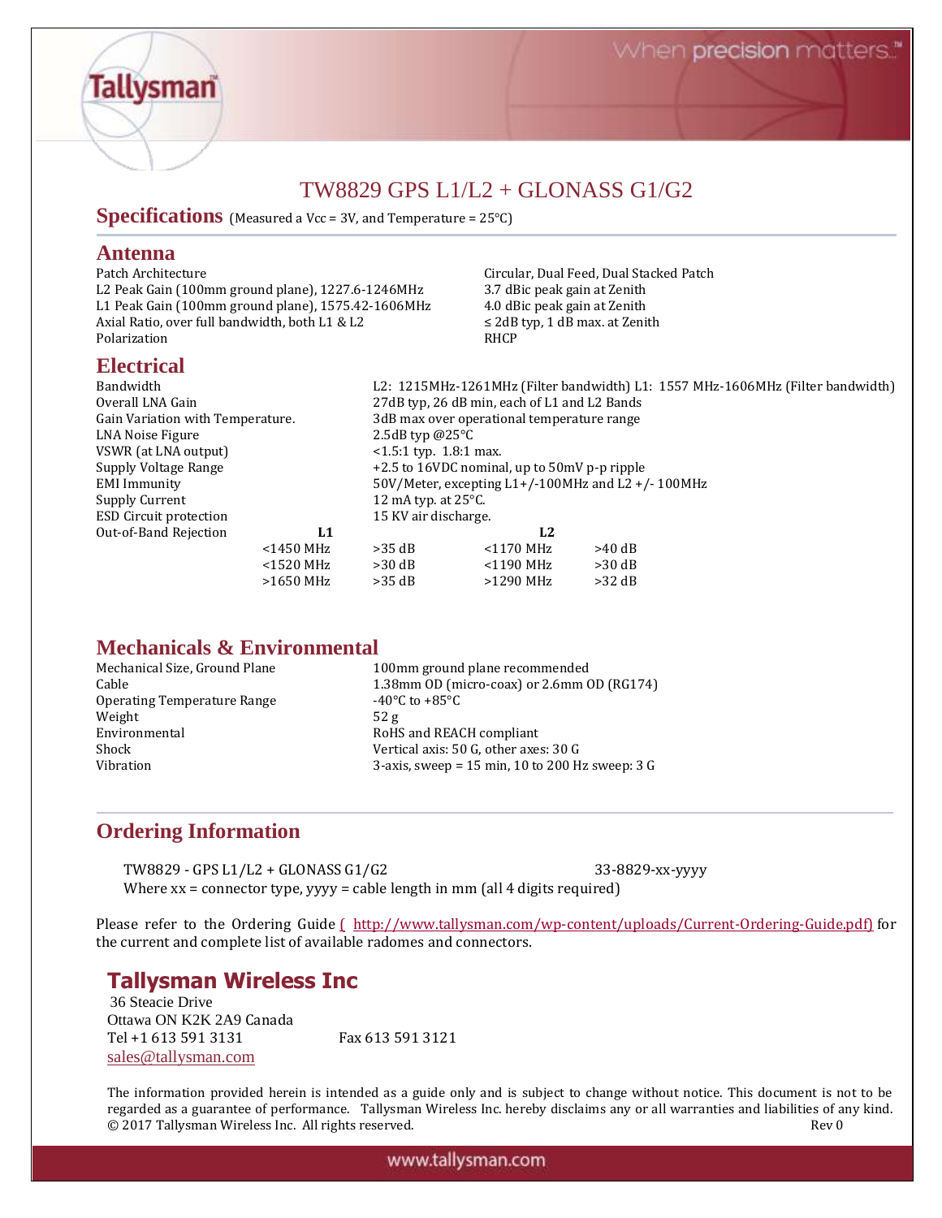# TW8829 GPS L1/L2 + GLONASS G1/G2

## Specifications (Measured a Vcc = 3V, and Temperature = 25°C)

## Antenna

| | |
|---|---|
| Patch Architecture | Circular, Dual Feed, Dual Stacked Patch |
| L2 Peak Gain (100mm ground plane), 1227.6-1246MHz | 3.7 dBic peak gain at Zenith |
| L1 Peak Gain (100mm ground plane), 1575.42-1606MHz | 4.0 dBic peak gain at Zenith |
| Axial Ratio, over full bandwidth, both L1 & L2 | ≤ 2dB typ, 1 dB max. at Zenith |
| Polarization | RHCP |

## Electrical

| | |
|---|---|
| Bandwidth | L2: 1215MHz-1261MHz (Filter bandwidth) L1: 1557 MHz-1606MHz (Filter bandwidth) |
| Overall LNA Gain | 27dB typ, 26 dB min, each of L1 and L2 Bands |
| Gain Variation with Temperature. | 3dB max over operational temperature range |
| LNA Noise Figure | 2.5dB typ @25°C |
| VSWR (at LNA output) | <1.5:1 typ. 1.8:1 max. |
| Supply Voltage Range | +2.5 to 16VDC nominal, up to 50mV p-p ripple |
| EMI Immunity | 50V/Meter, excepting L1+/-100MHz and L2 +/- 100MHz |
| Supply Current | 12 mA typ. at 25°C. |
| ESD Circuit protection | 15 KV air discharge. |

| Out-of-Band Rejection | L1 | | L2 | |
|---|---|---|---|---|
| | <1450 MHz | >35 dB | <1170 MHz | >40 dB |
| | <1520 MHz | >30 dB | <1190 MHz | >30 dB |
| | >1650 MHz | >35 dB | >1290 MHz | >32 dB |

## Mechanicals & Environmental

| | |
|---|---|
| Mechanical Size, Ground Plane | 100mm ground plane recommended |
| Cable | 1.38mm OD (micro-coax) or 2.6mm OD (RG174) |
| Operating Temperature Range | -40°C to +85°C |
| Weight | 52 g |
| Environmental | RoHS and REACH compliant |
| Shock | Vertical axis: 50 G, other axes: 30 G |
| Vibration | 3-axis, sweep = 15 min, 10 to 200 Hz sweep: 3 G |

## Ordering Information

TW8829 - GPS L1/L2 + GLONASS G1/G2 33-8829-xx-yyyy
Where xx = connector type, yyyy = cable length in mm (all 4 digits required)

Please refer to the Ordering Guide ( http://www.tallysman.com/wp-content/uploads/Current-Ordering-Guide.pdf) for the current and complete list of available radomes and connectors.

## Tallysman Wireless Inc

36 Steacie Drive
Ottawa ON K2K 2A9 Canada
Tel +1 613 591 3131 Fax 613 591 3121
sales@tallysman.com

The information provided herein is intended as a guide only and is subject to change without notice. This document is not to be regarded as a guarantee of performance. Tallysman Wireless Inc. hereby disclaims any or all warranties and liabilities of any kind.
© 2017 Tallysman Wireless Inc. All rights reserved. Rev 0